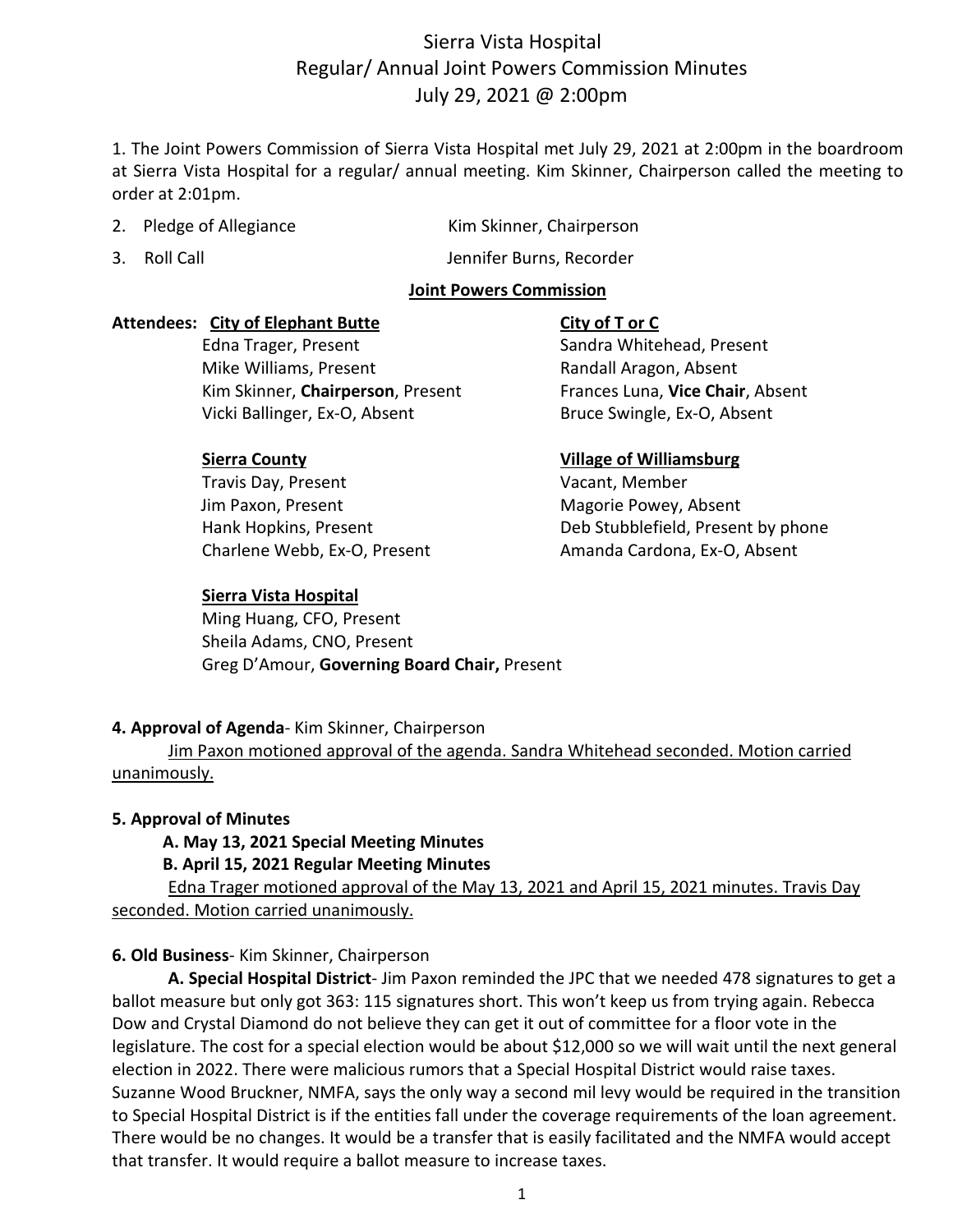# Sierra Vista Hospital
## Regular/ Annual Joint Powers Commission Minutes
## July 29, 2021 @ 2:00pm

1. The Joint Powers Commission of Sierra Vista Hospital met July 29, 2021 at 2:00pm in the boardroom at Sierra Vista Hospital for a regular/ annual meeting. Kim Skinner, Chairperson called the meeting to order at 2:01pm.

2. Pledge of Allegiance — Kim Skinner, Chairperson

3. Roll Call — Jennifer Burns, Recorder

**Joint Powers Commission**

**Attendees:**

**City of Elephant Butte**
- Edna Trager, Present
- Mike Williams, Present
- Kim Skinner, **Chairperson**, Present
- Vicki Ballinger, Ex-O, Absent

**City of T or C**
- Sandra Whitehead, Present
- Randall Aragon, Absent
- Frances Luna, **Vice Chair**, Absent
- Bruce Swingle, Ex-O, Absent

**Sierra County**
- Travis Day, Present
- Jim Paxon, Present
- Hank Hopkins, Present
- Charlene Webb, Ex-O, Present

**Village of Williamsburg**
- Vacant, Member
- Magorie Powey, Absent
- Deb Stubblefield, Present by phone
- Amanda Cardona, Ex-O, Absent

**Sierra Vista Hospital**
- Ming Huang, CFO, Present
- Sheila Adams, CNO, Present
- Greg D'Amour, **Governing Board Chair,** Present

**4. Approval of Agenda**- Kim Skinner, Chairperson

Jim Paxon motioned approval of the agenda. Sandra Whitehead seconded. Motion carried unanimously.

**5. Approval of Minutes**

**A. May 13, 2021 Special Meeting Minutes**

**B. April 15, 2021 Regular Meeting Minutes**

Edna Trager motioned approval of the May 13, 2021 and April 15, 2021 minutes. Travis Day seconded. Motion carried unanimously.

**6. Old Business**- Kim Skinner, Chairperson

**A. Special Hospital District**- Jim Paxon reminded the JPC that we needed 478 signatures to get a ballot measure but only got 363: 115 signatures short. This won't keep us from trying again. Rebecca Dow and Crystal Diamond do not believe they can get it out of committee for a floor vote in the legislature. The cost for a special election would be about $12,000 so we will wait until the next general election in 2022. There were malicious rumors that a Special Hospital District would raise taxes. Suzanne Wood Bruckner, NMFA, says the only way a second mil levy would be required in the transition to Special Hospital District is if the entities fall under the coverage requirements of the loan agreement. There would be no changes. It would be a transfer that is easily facilitated and the NMFA would accept that transfer. It would require a ballot measure to increase taxes.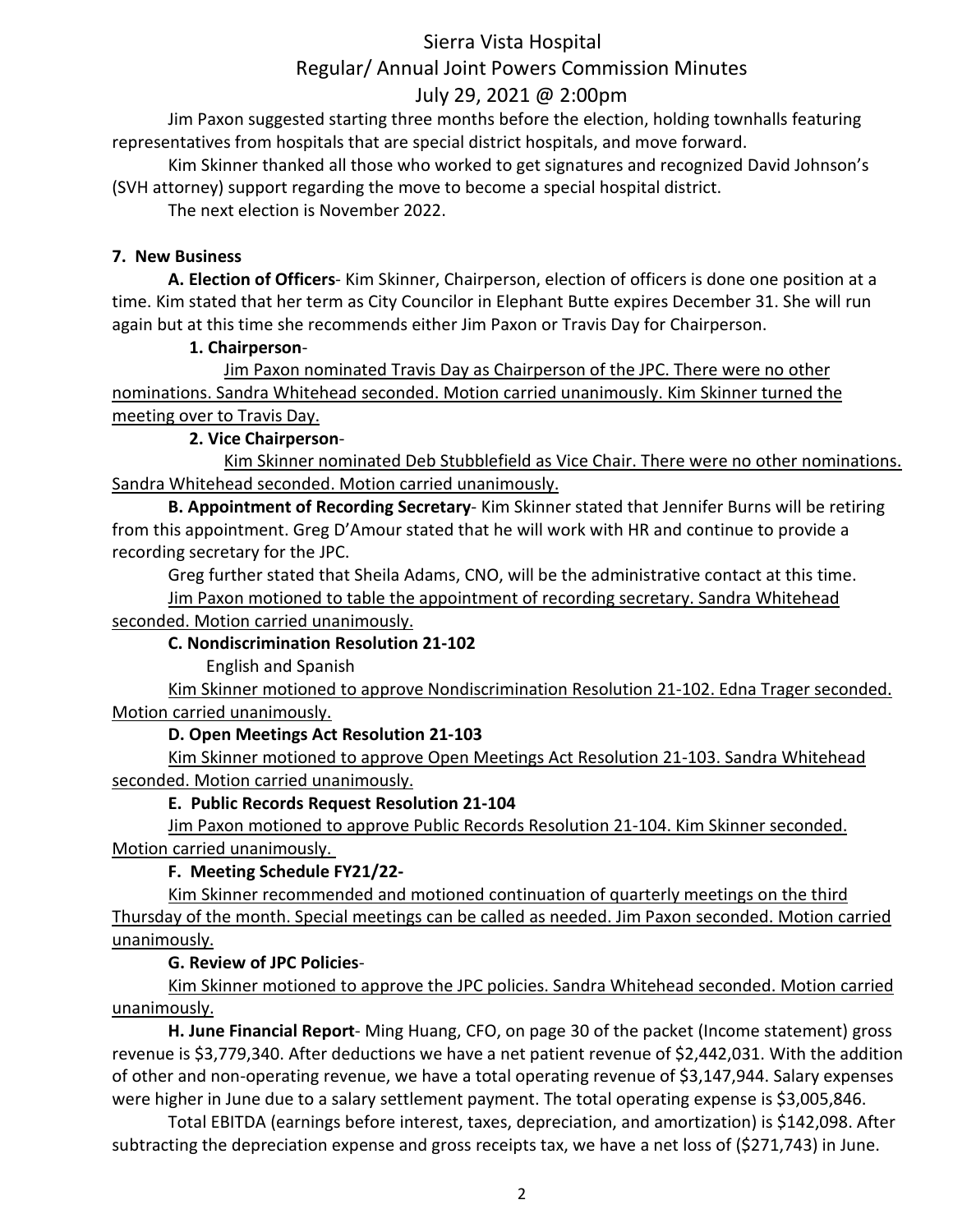Jim Paxon suggested starting three months before the election, holding townhalls featuring representatives from hospitals that are special district hospitals, and move forward.

Kim Skinner thanked all those who worked to get signatures and recognized David Johnson's (SVH attorney) support regarding the move to become a special hospital district.

The next election is November 2022.

**7. New Business**

**A. Election of Officers**- Kim Skinner, Chairperson, election of officers is done one position at a time. Kim stated that her term as City Councilor in Elephant Butte expires December 31. She will run again but at this time she recommends either Jim Paxon or Travis Day for Chairperson.

**1. Chairperson**-

<u>Jim Paxon nominated Travis Day as Chairperson of the JPC. There were no other nominations. Sandra Whitehead seconded. Motion carried unanimously. Kim Skinner turned the meeting over to Travis Day.</u>

**2. Vice Chairperson**-

<u>Kim Skinner nominated Deb Stubblefield as Vice Chair. There were no other nominations. Sandra Whitehead seconded. Motion carried unanimously.</u>

**B. Appointment of Recording Secretary**- Kim Skinner stated that Jennifer Burns will be retiring from this appointment. Greg D'Amour stated that he will work with HR and continue to provide a recording secretary for the JPC.

Greg further stated that Sheila Adams, CNO, will be the administrative contact at this time.

<u>Jim Paxon motioned to table the appointment of recording secretary. Sandra Whitehead seconded. Motion carried unanimously.</u>

**C. Nondiscrimination Resolution 21-102**

English and Spanish

<u>Kim Skinner motioned to approve Nondiscrimination Resolution 21-102. Edna Trager seconded. Motion carried unanimously.</u>

**D. Open Meetings Act Resolution 21-103**

<u>Kim Skinner motioned to approve Open Meetings Act Resolution 21-103. Sandra Whitehead seconded. Motion carried unanimously.</u>

**E. Public Records Request Resolution 21-104**

<u>Jim Paxon motioned to approve Public Records Resolution 21-104. Kim Skinner seconded. Motion carried unanimously.</u>

**F. Meeting Schedule FY21/22-**

<u>Kim Skinner recommended and motioned continuation of quarterly meetings on the third Thursday of the month. Special meetings can be called as needed. Jim Paxon seconded. Motion carried unanimously.</u>

**G. Review of JPC Policies**-

<u>Kim Skinner motioned to approve the JPC policies. Sandra Whitehead seconded. Motion carried unanimously.</u>

**H. June Financial Report**- Ming Huang, CFO, on page 30 of the packet (Income statement) gross revenue is $3,779,340. After deductions we have a net patient revenue of $2,442,031. With the addition of other and non-operating revenue, we have a total operating revenue of $3,147,944. Salary expenses were higher in June due to a salary settlement payment. The total operating expense is $3,005,846.

Total EBITDA (earnings before interest, taxes, depreciation, and amortization) is $142,098. After subtracting the depreciation expense and gross receipts tax, we have a net loss of ($271,743) in June.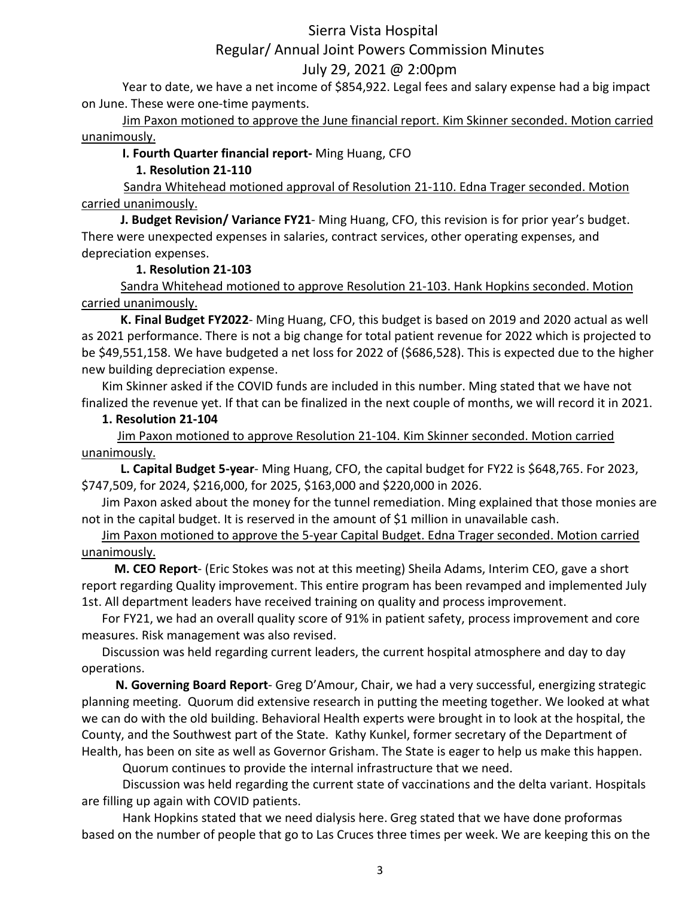Year to date, we have a net income of $854,922. Legal fees and salary expense had a big impact on June. These were one-time payments.

<u>Jim Paxon motioned to approve the June financial report. Kim Skinner seconded. Motion carried unanimously.</u>

**I. Fourth Quarter financial report-** Ming Huang, CFO

**1. Resolution 21-110**

<u>Sandra Whitehead motioned approval of Resolution 21-110. Edna Trager seconded. Motion carried unanimously.</u>

**J. Budget Revision/ Variance FY21**- Ming Huang, CFO, this revision is for prior year's budget. There were unexpected expenses in salaries, contract services, other operating expenses, and depreciation expenses.

**1. Resolution 21-103**

<u>Sandra Whitehead motioned to approve Resolution 21-103. Hank Hopkins seconded. Motion carried unanimously.</u>

**K. Final Budget FY2022**- Ming Huang, CFO, this budget is based on 2019 and 2020 actual as well as 2021 performance. There is not a big change for total patient revenue for 2022 which is projected to be $49,551,158. We have budgeted a net loss for 2022 of ($686,528). This is expected due to the higher new building depreciation expense.

Kim Skinner asked if the COVID funds are included in this number. Ming stated that we have not finalized the revenue yet. If that can be finalized in the next couple of months, we will record it in 2021.

**1. Resolution 21-104**

<u>Jim Paxon motioned to approve Resolution 21-104. Kim Skinner seconded. Motion carried unanimously.</u>

**L. Capital Budget 5-year**- Ming Huang, CFO, the capital budget for FY22 is $648,765. For 2023, $747,509, for 2024, $216,000, for 2025, $163,000 and $220,000 in 2026.

Jim Paxon asked about the money for the tunnel remediation. Ming explained that those monies are not in the capital budget. It is reserved in the amount of $1 million in unavailable cash.

<u>Jim Paxon motioned to approve the 5-year Capital Budget. Edna Trager seconded. Motion carried unanimously.</u>

**M. CEO Report**- (Eric Stokes was not at this meeting) Sheila Adams, Interim CEO, gave a short report regarding Quality improvement. This entire program has been revamped and implemented July 1st. All department leaders have received training on quality and process improvement.

For FY21, we had an overall quality score of 91% in patient safety, process improvement and core measures. Risk management was also revised.

Discussion was held regarding current leaders, the current hospital atmosphere and day to day operations.

**N. Governing Board Report**- Greg D'Amour, Chair, we had a very successful, energizing strategic planning meeting. Quorum did extensive research in putting the meeting together. We looked at what we can do with the old building. Behavioral Health experts were brought in to look at the hospital, the County, and the Southwest part of the State. Kathy Kunkel, former secretary of the Department of Health, has been on site as well as Governor Grisham. The State is eager to help us make this happen.

Quorum continues to provide the internal infrastructure that we need.

Discussion was held regarding the current state of vaccinations and the delta variant. Hospitals are filling up again with COVID patients.

Hank Hopkins stated that we need dialysis here. Greg stated that we have done proformas based on the number of people that go to Las Cruces three times per week. We are keeping this on the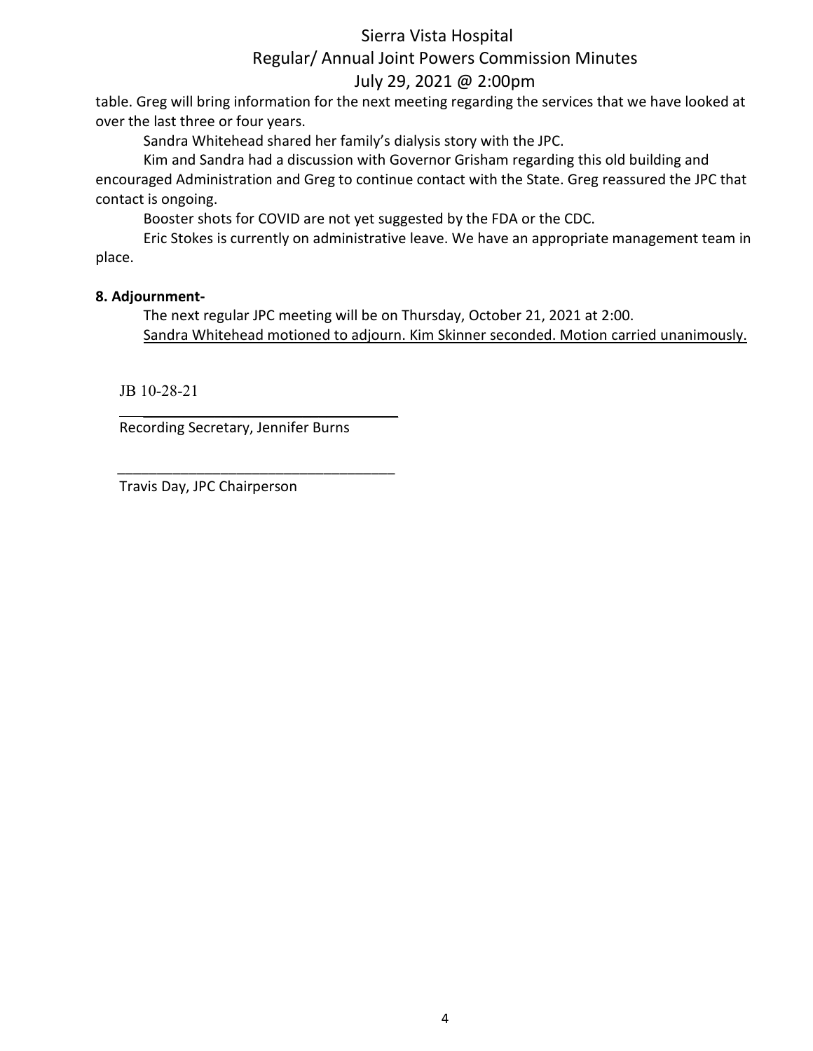table. Greg will bring information for the next meeting regarding the services that we have looked at over the last three or four years.

Sandra Whitehead shared her family's dialysis story with the JPC.

Kim and Sandra had a discussion with Governor Grisham regarding this old building and encouraged Administration and Greg to continue contact with the State. Greg reassured the JPC that contact is ongoing.

Booster shots for COVID are not yet suggested by the FDA or the CDC.

Eric Stokes is currently on administrative leave. We have an appropriate management team in place.

**8. Adjournment-**

The next regular JPC meeting will be on Thursday, October 21, 2021 at 2:00.

Sandra Whitehead motioned to adjourn. Kim Skinner seconded. Motion carried unanimously.

JB 10-28-21

___________________________________

Recording Secretary, Jennifer Burns

___________________________________

Travis Day, JPC Chairperson